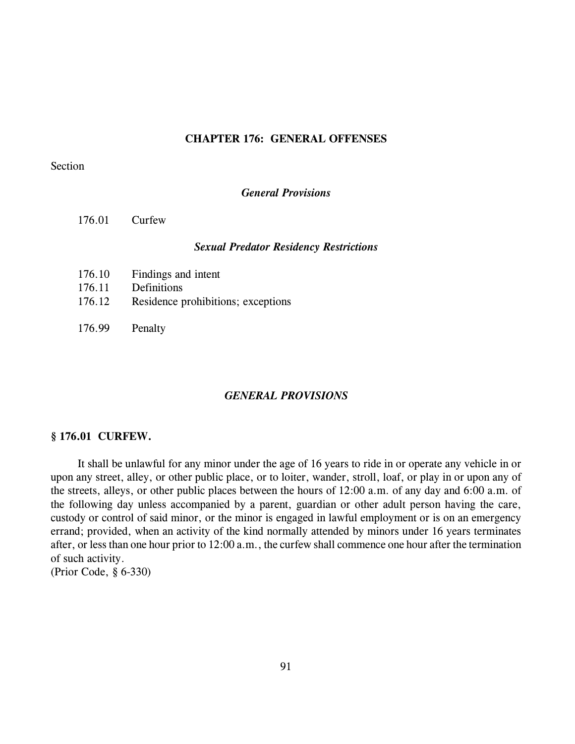# CHAPTER 176: GENERAL OFFENSES

Section

*General Provisions*

176.01 Curfew

*Sexual Predator Residency Restrictions*

176.10 Findings and intent
176.11 Definitions
176.12 Residence prohibitions; exceptions

176.99 Penalty

## *GENERAL PROVISIONS*

### § 176.01 CURFEW.

It shall be unlawful for any minor under the age of 16 years to ride in or operate any vehicle in or upon any street, alley, or other public place, or to loiter, wander, stroll, loaf, or play in or upon any of the streets, alleys, or other public places between the hours of 12:00 a.m. of any day and 6:00 a.m. of the following day unless accompanied by a parent, guardian or other adult person having the care, custody or control of said minor, or the minor is engaged in lawful employment or is on an emergency errand; provided, when an activity of the kind normally attended by minors under 16 years terminates after, or less than one hour prior to 12:00 a.m., the curfew shall commence one hour after the termination of such activity.
(Prior Code, § 6-330)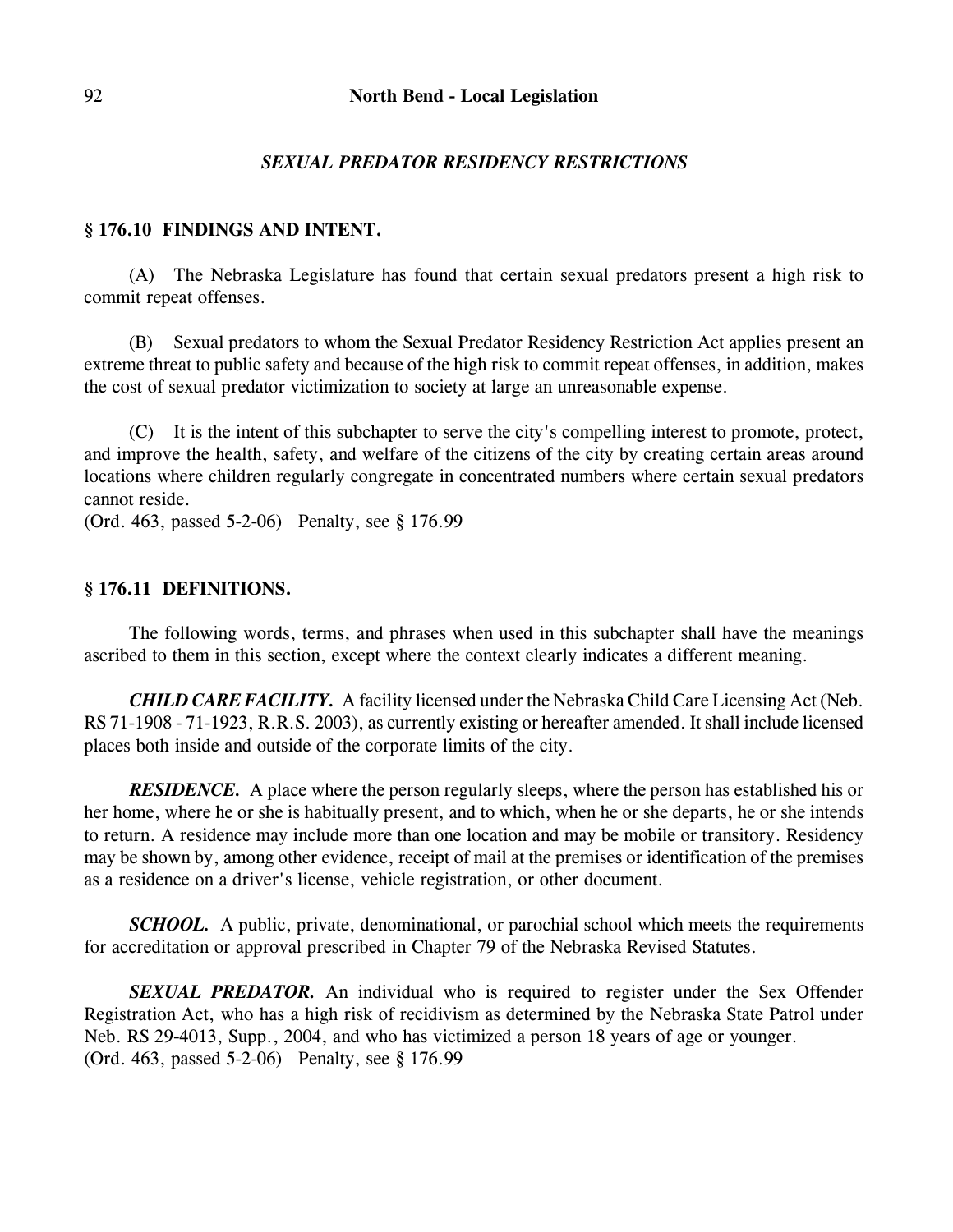## *SEXUAL PREDATOR RESIDENCY RESTRICTIONS*

### § 176.10 FINDINGS AND INTENT.

(A) The Nebraska Legislature has found that certain sexual predators present a high risk to commit repeat offenses.

(B) Sexual predators to whom the Sexual Predator Residency Restriction Act applies present an extreme threat to public safety and because of the high risk to commit repeat offenses, in addition, makes the cost of sexual predator victimization to society at large an unreasonable expense.

(C) It is the intent of this subchapter to serve the city's compelling interest to promote, protect, and improve the health, safety, and welfare of the citizens of the city by creating certain areas around locations where children regularly congregate in concentrated numbers where certain sexual predators cannot reside.
(Ord. 463, passed 5-2-06) Penalty, see § 176.99

### § 176.11 DEFINITIONS.

The following words, terms, and phrases when used in this subchapter shall have the meanings ascribed to them in this section, except where the context clearly indicates a different meaning.

***CHILD CARE FACILITY.*** A facility licensed under the Nebraska Child Care Licensing Act (Neb. RS 71-1908 - 71-1923, R.R.S. 2003), as currently existing or hereafter amended. It shall include licensed places both inside and outside of the corporate limits of the city.

***RESIDENCE.*** A place where the person regularly sleeps, where the person has established his or her home, where he or she is habitually present, and to which, when he or she departs, he or she intends to return. A residence may include more than one location and may be mobile or transitory. Residency may be shown by, among other evidence, receipt of mail at the premises or identification of the premises as a residence on a driver's license, vehicle registration, or other document.

***SCHOOL.*** A public, private, denominational, or parochial school which meets the requirements for accreditation or approval prescribed in Chapter 79 of the Nebraska Revised Statutes.

***SEXUAL PREDATOR.*** An individual who is required to register under the Sex Offender Registration Act, who has a high risk of recidivism as determined by the Nebraska State Patrol under Neb. RS 29-4013, Supp., 2004, and who has victimized a person 18 years of age or younger.
(Ord. 463, passed 5-2-06) Penalty, see § 176.99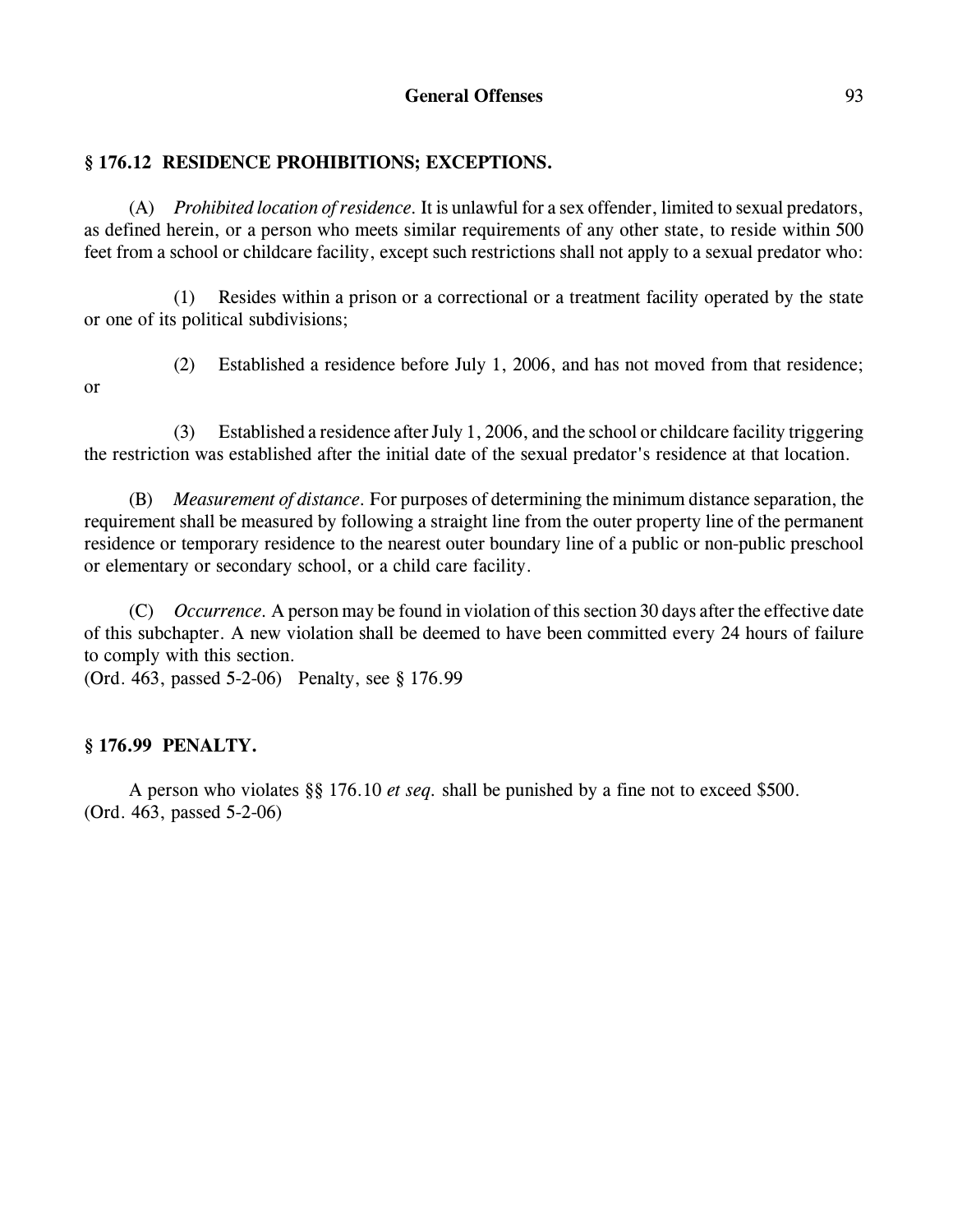## § 176.12 RESIDENCE PROHIBITIONS; EXCEPTIONS.

(A) *Prohibited location of residence.* It is unlawful for a sex offender, limited to sexual predators, as defined herein, or a person who meets similar requirements of any other state, to reside within 500 feet from a school or childcare facility, except such restrictions shall not apply to a sexual predator who:

(1) Resides within a prison or a correctional or a treatment facility operated by the state or one of its political subdivisions;

(2) Established a residence before July 1, 2006, and has not moved from that residence; or

(3) Established a residence after July 1, 2006, and the school or childcare facility triggering the restriction was established after the initial date of the sexual predator's residence at that location.

(B) *Measurement of distance.* For purposes of determining the minimum distance separation, the requirement shall be measured by following a straight line from the outer property line of the permanent residence or temporary residence to the nearest outer boundary line of a public or non-public preschool or elementary or secondary school, or a child care facility.

(C) *Occurrence.* A person may be found in violation of this section 30 days after the effective date of this subchapter. A new violation shall be deemed to have been committed every 24 hours of failure to comply with this section.

(Ord. 463, passed 5-2-06) Penalty, see § 176.99

## § 176.99 PENALTY.

A person who violates §§ 176.10 *et seq.* shall be punished by a fine not to exceed $500.

(Ord. 463, passed 5-2-06)